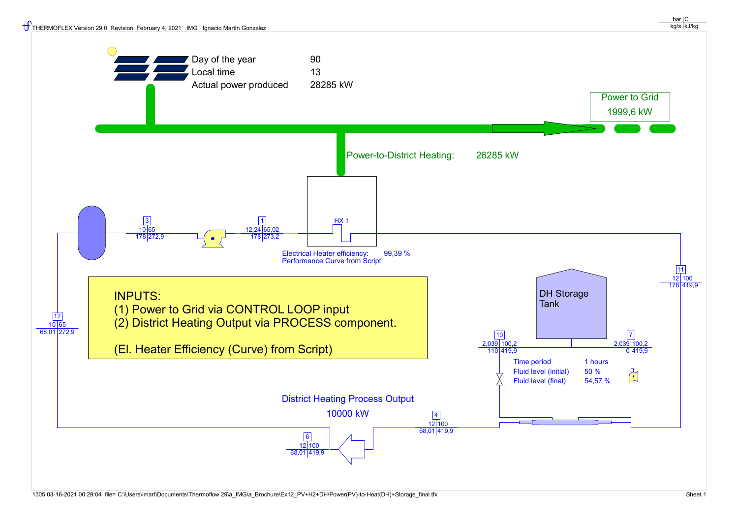THERMOFLEX Version 29.0 Revision: February 4, 2021 IMG Ignacio Martin Gonzalez

| bar | C |
|---|---|
| kg/s | kJ/kg |

Day of the year 90
Local time 13
Actual power produced 28285 kW

Power to Grid
1999,6 kW

Power-to-District Heating: 26285 kW

| Stream | bar | C | kg/s | kJ/kg |
|---|---|---|---|---|
| 3 | 10 | 65 | 178 | 272,9 |
| 1 | 12,24 | 65,02 | 178 | 273,2 |
| 11 | 12 | 100 | 178 | 419,9 |
| 12 | 10 | 65 | 68,01 | 272,9 |
| 10 | 2,039 | 100,2 | 110 | 419,9 |
| 7 | 2,039 | 100,2 | 0 | 419,9 |
| 4 | 12 | 100 | 68,01 | 419,9 |
| 6 | 12 | 100 | 68,01 | 419,9 |

HX 1

Electrical Heater efficiency: 99,39 %
Performance Curve from Script

INPUTS:
(1) Power to Grid via CONTROL LOOP input
(2) District Heating Output via PROCESS component.

(El. Heater Efficiency (Curve) from Script)

DH Storage Tank

Time period 1 hours
Fluid level (initial) 50 %
Fluid level (final) 54,57 %

District Heating Process Output
10000 kW

1305 03-16-2021 00:29:04 file= C:\Users\imart\Documents\Thermoflow 29\a_IMG\a_Brochure\Ex12_PV+H2+DH\Power(PV)-to-Heat(DH)+Storage_final.tfx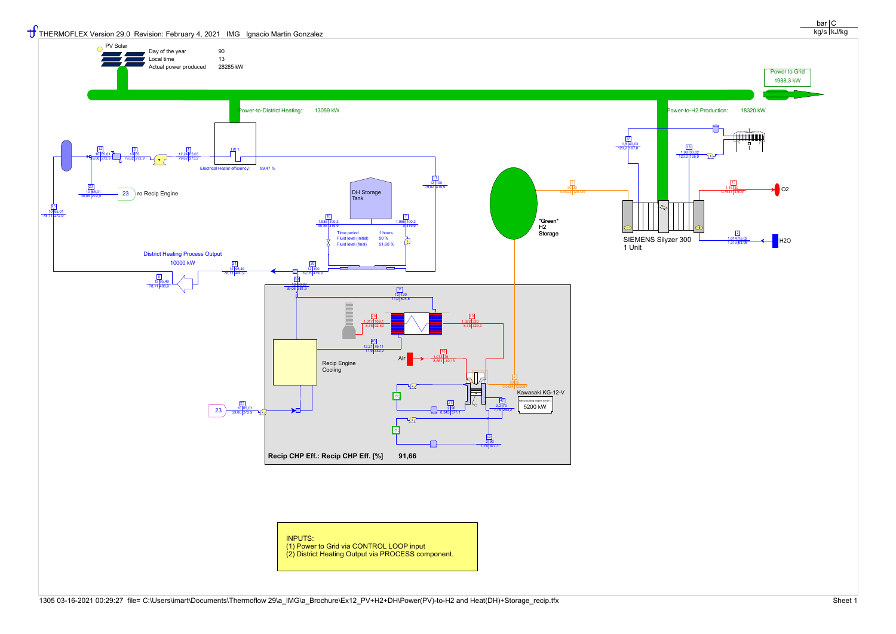THERMOFLEX Version 29.0 Revision: February 4, 2021 IMG Ignacio Martin Gonzalez

bar | C
kg/s | kJ/kg

PV Solar

Day of the year 90
Local time 13
Actual power produced 28285 kW

Power to Grid
1988,3 kW

Power-to-District Heating: 13059 kW

Power-to-H2 Production: 18320 kW

HX 1

Electrical Heater efficiency: 89,47 %

DH Storage Tank

Time period 1 hours
Fluid level (initial) 50 %
Fluid level (final) 51,68 %

"Green" H2 Storage

SIEMENS Silyzer 300
1 Unit

O2

H2O

ro Recip Engine

District Heating Process Output
10000 kW

Recip Engine Cooling

Air

Kawasaki KG-12-V

5200 kW

Recip CHP Eff.: Recip CHP Eff. [%] 91,66

INPUTS:
(1) Power to Grid via CONTROL LOOP input
(2) District Heating Output via PROCESS component.

1305 03-16-2021 00:29:27 file= C:\Users\imart\Documents\Thermoflow 29\a_IMG\a_Brochure\Ex12_PV+H2+DH\Power(PV)-to-H2 and Heat(DH)+Storage_recip.tfx